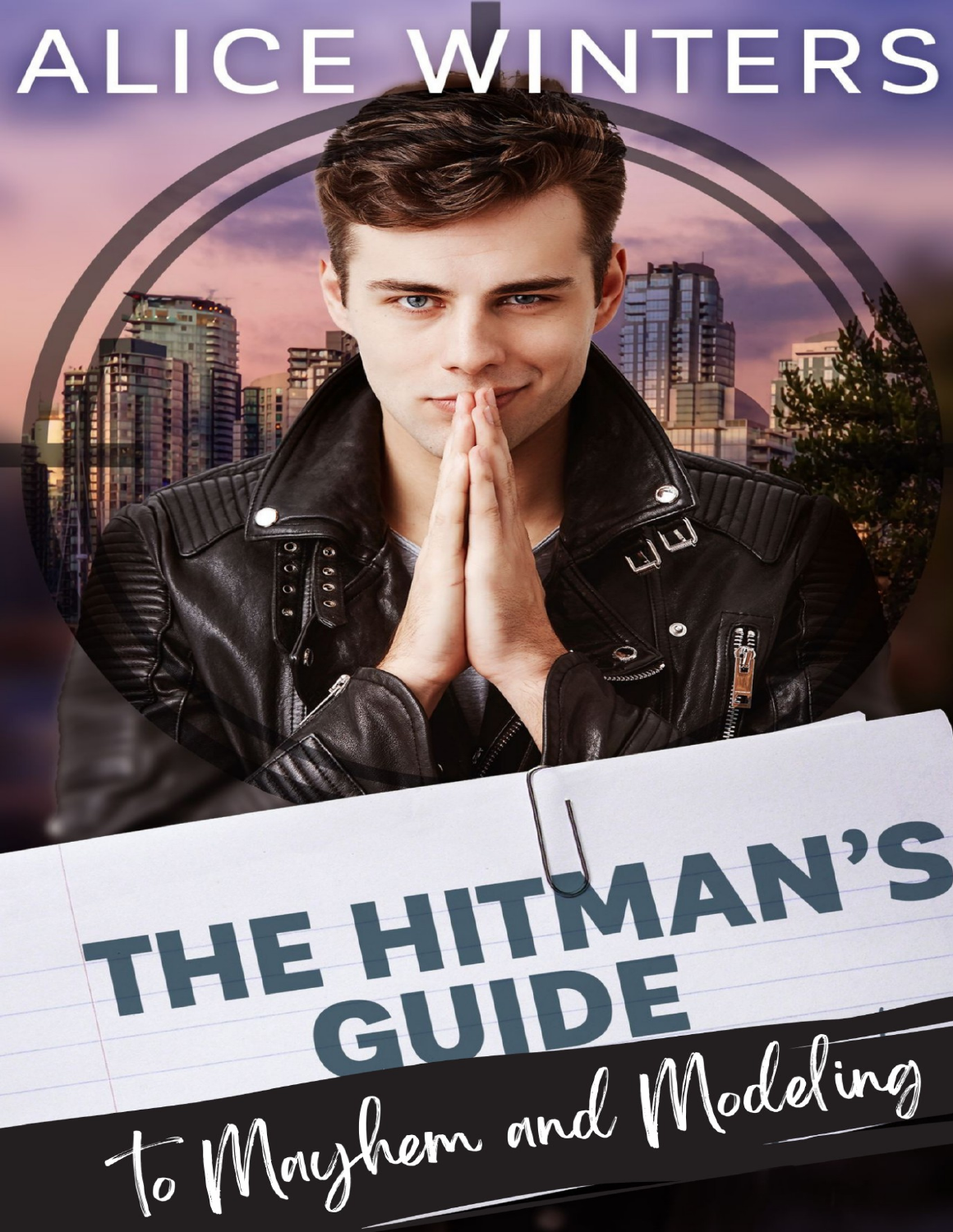ALICE WINTERS

# THE HITMAN'S GUIDE

## to Mayhem and Modeling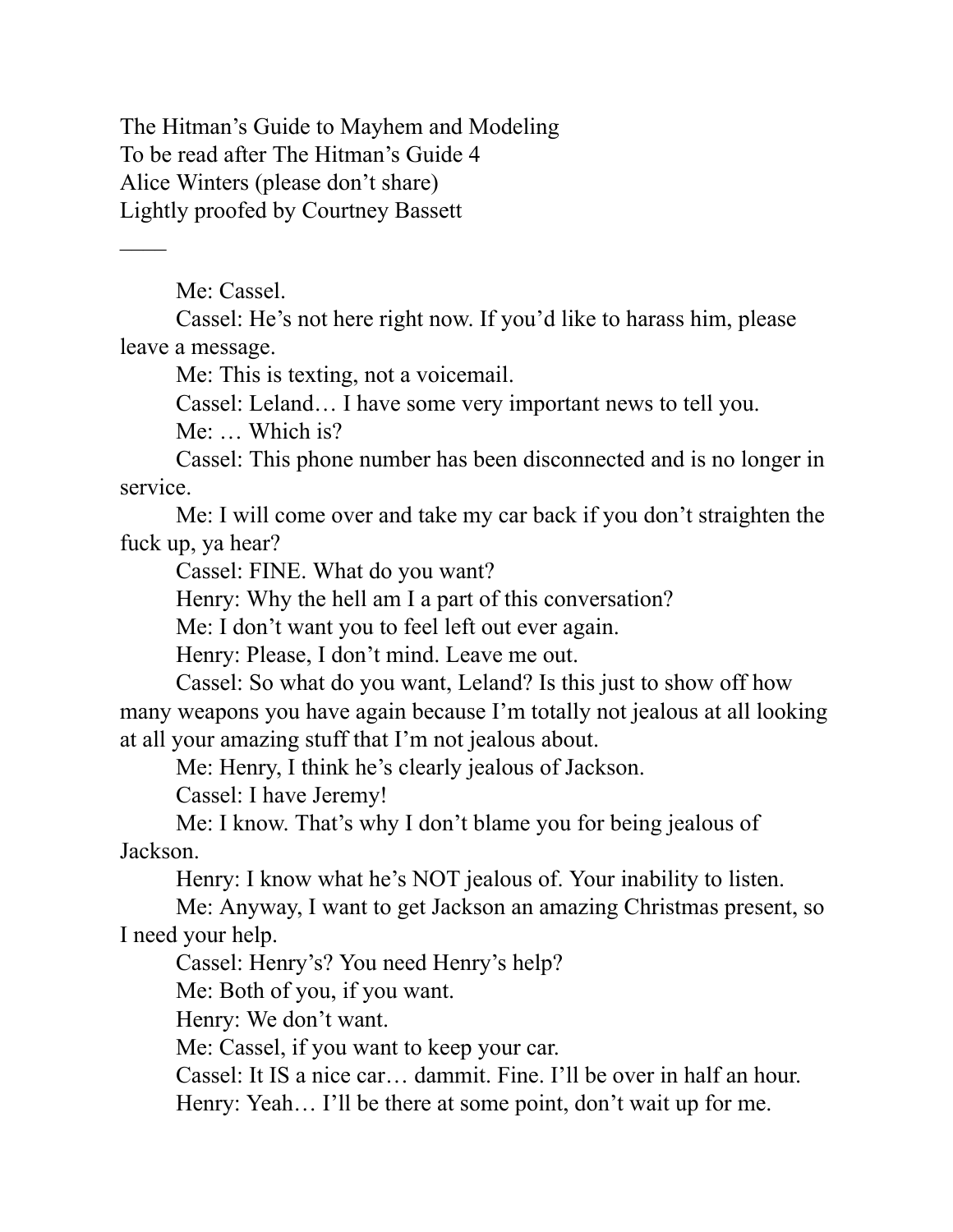The Hitman's Guide to Mayhem and Modeling
To be read after The Hitman's Guide 4
Alice Winters (please don't share)
Lightly proofed by Courtney Bassett

____

Me: Cassel.

Cassel: He's not here right now. If you'd like to harass him, please leave a message.

Me: This is texting, not a voicemail.

Cassel: Leland… I have some very important news to tell you.

Me: … Which is?

Cassel: This phone number has been disconnected and is no longer in service.

Me: I will come over and take my car back if you don't straighten the fuck up, ya hear?

Cassel: FINE. What do you want?

Henry: Why the hell am I a part of this conversation?

Me: I don't want you to feel left out ever again.

Henry: Please, I don't mind. Leave me out.

Cassel: So what do you want, Leland? Is this just to show off how many weapons you have again because I'm totally not jealous at all looking at all your amazing stuff that I'm not jealous about.

Me: Henry, I think he's clearly jealous of Jackson.

Cassel: I have Jeremy!

Me: I know. That's why I don't blame you for being jealous of Jackson.

Henry: I know what he's NOT jealous of. Your inability to listen.

Me: Anyway, I want to get Jackson an amazing Christmas present, so I need your help.

Cassel: Henry's? You need Henry's help?

Me: Both of you, if you want.

Henry: We don't want.

Me: Cassel, if you want to keep your car.

Cassel: It IS a nice car… dammit. Fine. I'll be over in half an hour.

Henry: Yeah… I'll be there at some point, don't wait up for me.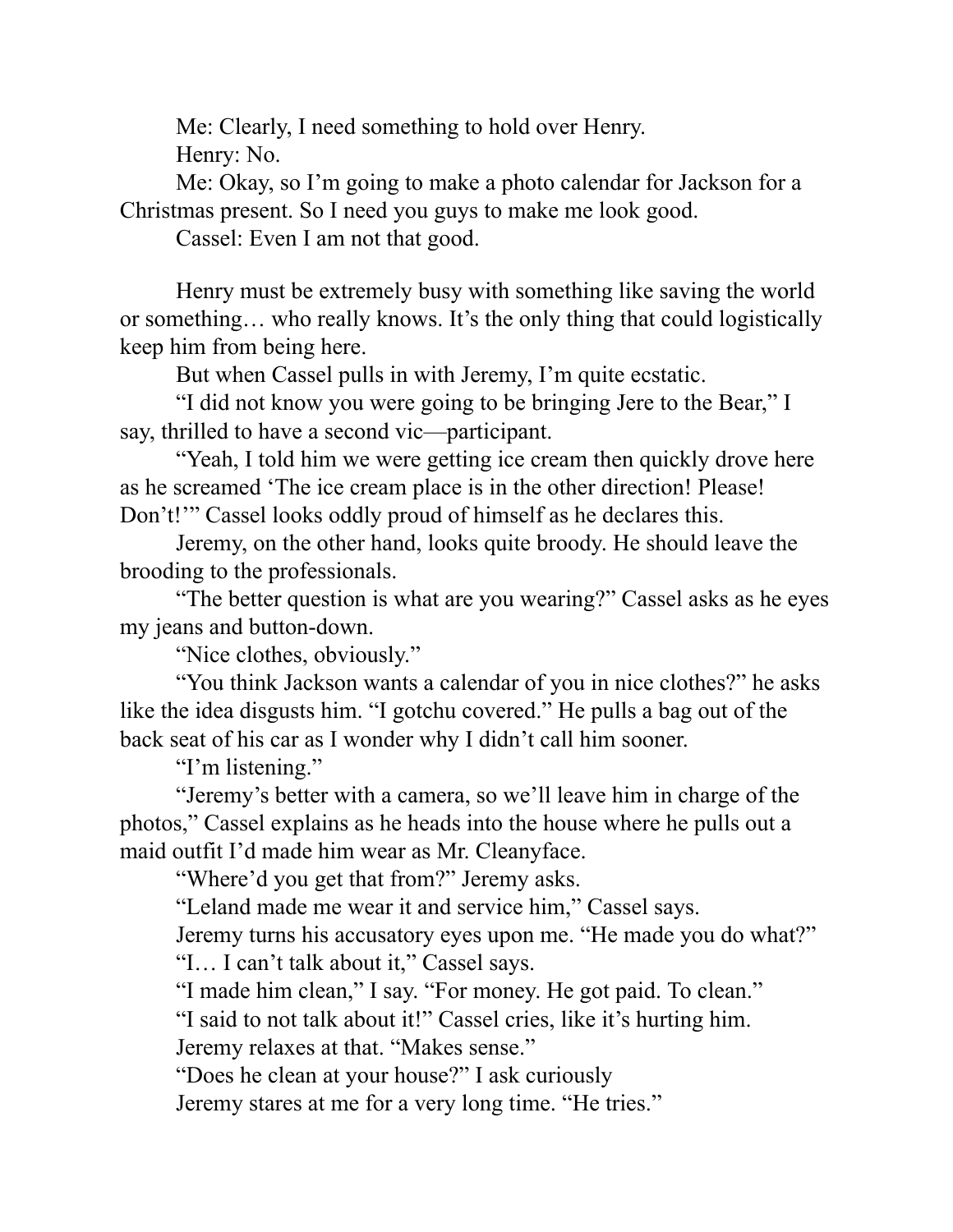Me: Clearly, I need something to hold over Henry.

Henry: No.

Me: Okay, so I'm going to make a photo calendar for Jackson for a Christmas present. So I need you guys to make me look good.

Cassel: Even I am not that good.

Henry must be extremely busy with something like saving the world or something… who really knows. It's the only thing that could logistically keep him from being here.

But when Cassel pulls in with Jeremy, I'm quite ecstatic.

"I did not know you were going to be bringing Jere to the Bear," I say, thrilled to have a second vic—participant.

"Yeah, I told him we were getting ice cream then quickly drove here as he screamed 'The ice cream place is in the other direction! Please! Don't!'" Cassel looks oddly proud of himself as he declares this.

Jeremy, on the other hand, looks quite broody. He should leave the brooding to the professionals.

"The better question is what are you wearing?" Cassel asks as he eyes my jeans and button-down.

"Nice clothes, obviously."

"You think Jackson wants a calendar of you in nice clothes?" he asks like the idea disgusts him. "I gotchu covered." He pulls a bag out of the back seat of his car as I wonder why I didn't call him sooner.

"I'm listening."

"Jeremy's better with a camera, so we'll leave him in charge of the photos," Cassel explains as he heads into the house where he pulls out a maid outfit I'd made him wear as Mr. Cleanyface.

"Where'd you get that from?" Jeremy asks.

"Leland made me wear it and service him," Cassel says.

Jeremy turns his accusatory eyes upon me. "He made you do what?"

"I… I can't talk about it," Cassel says.

"I made him clean," I say. "For money. He got paid. To clean."

"I said to not talk about it!" Cassel cries, like it's hurting him.

Jeremy relaxes at that. "Makes sense."

"Does he clean at your house?" I ask curiously

Jeremy stares at me for a very long time. "He tries."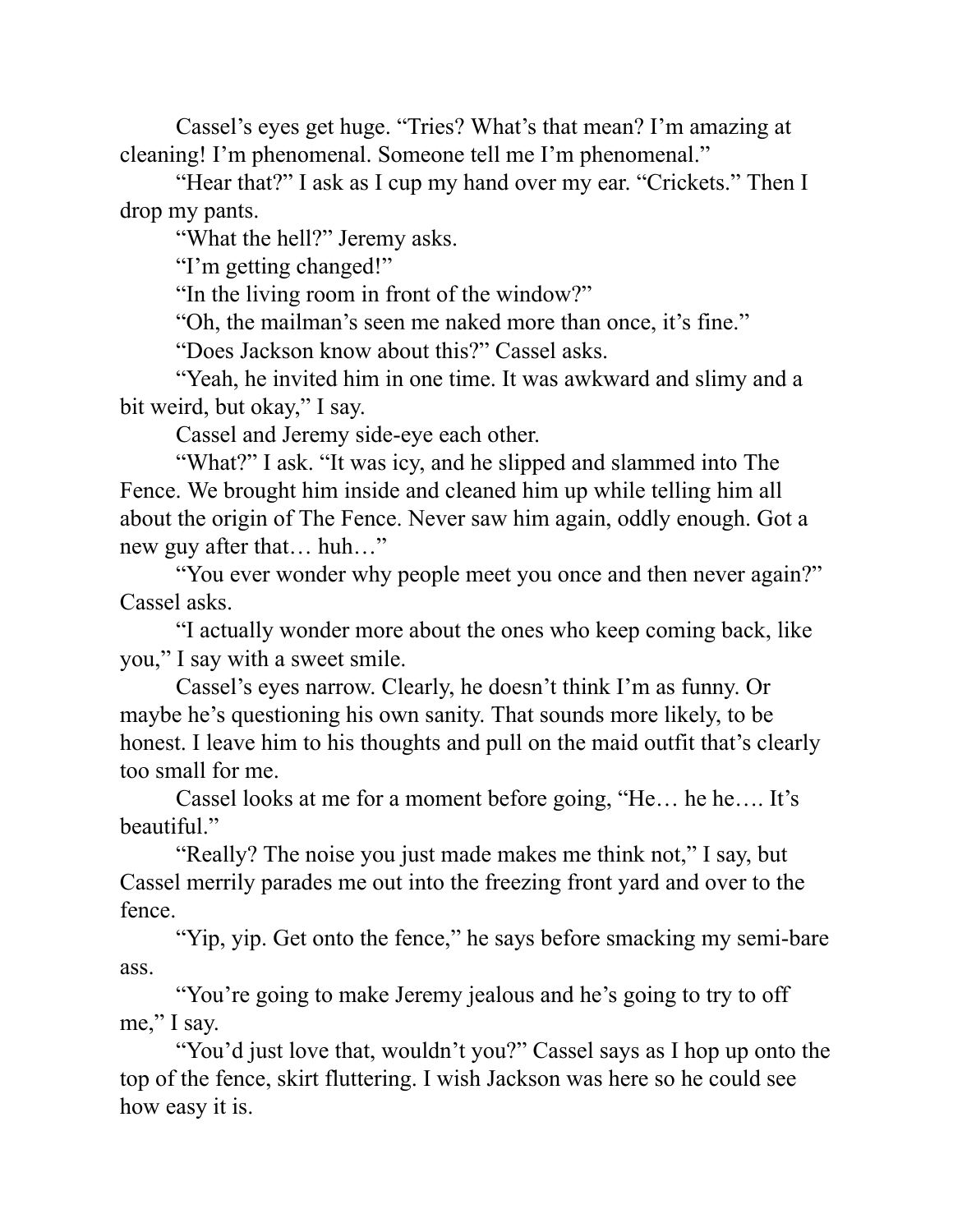Cassel's eyes get huge. "Tries? What's that mean? I'm amazing at cleaning! I'm phenomenal. Someone tell me I'm phenomenal."

"Hear that?" I ask as I cup my hand over my ear. "Crickets." Then I drop my pants.

"What the hell?" Jeremy asks.

"I'm getting changed!"

"In the living room in front of the window?"

"Oh, the mailman's seen me naked more than once, it's fine."

"Does Jackson know about this?" Cassel asks.

"Yeah, he invited him in one time. It was awkward and slimy and a bit weird, but okay," I say.

Cassel and Jeremy side-eye each other.

"What?" I ask. "It was icy, and he slipped and slammed into The Fence. We brought him inside and cleaned him up while telling him all about the origin of The Fence. Never saw him again, oddly enough. Got a new guy after that… huh…"

"You ever wonder why people meet you once and then never again?" Cassel asks.

"I actually wonder more about the ones who keep coming back, like you," I say with a sweet smile.

Cassel's eyes narrow. Clearly, he doesn't think I'm as funny. Or maybe he's questioning his own sanity. That sounds more likely, to be honest. I leave him to his thoughts and pull on the maid outfit that's clearly too small for me.

Cassel looks at me for a moment before going, "He… he he…. It's beautiful."

"Really? The noise you just made makes me think not," I say, but Cassel merrily parades me out into the freezing front yard and over to the fence.

"Yip, yip. Get onto the fence," he says before smacking my semi-bare ass.

"You're going to make Jeremy jealous and he's going to try to off me," I say.

"You'd just love that, wouldn't you?" Cassel says as I hop up onto the top of the fence, skirt fluttering. I wish Jackson was here so he could see how easy it is.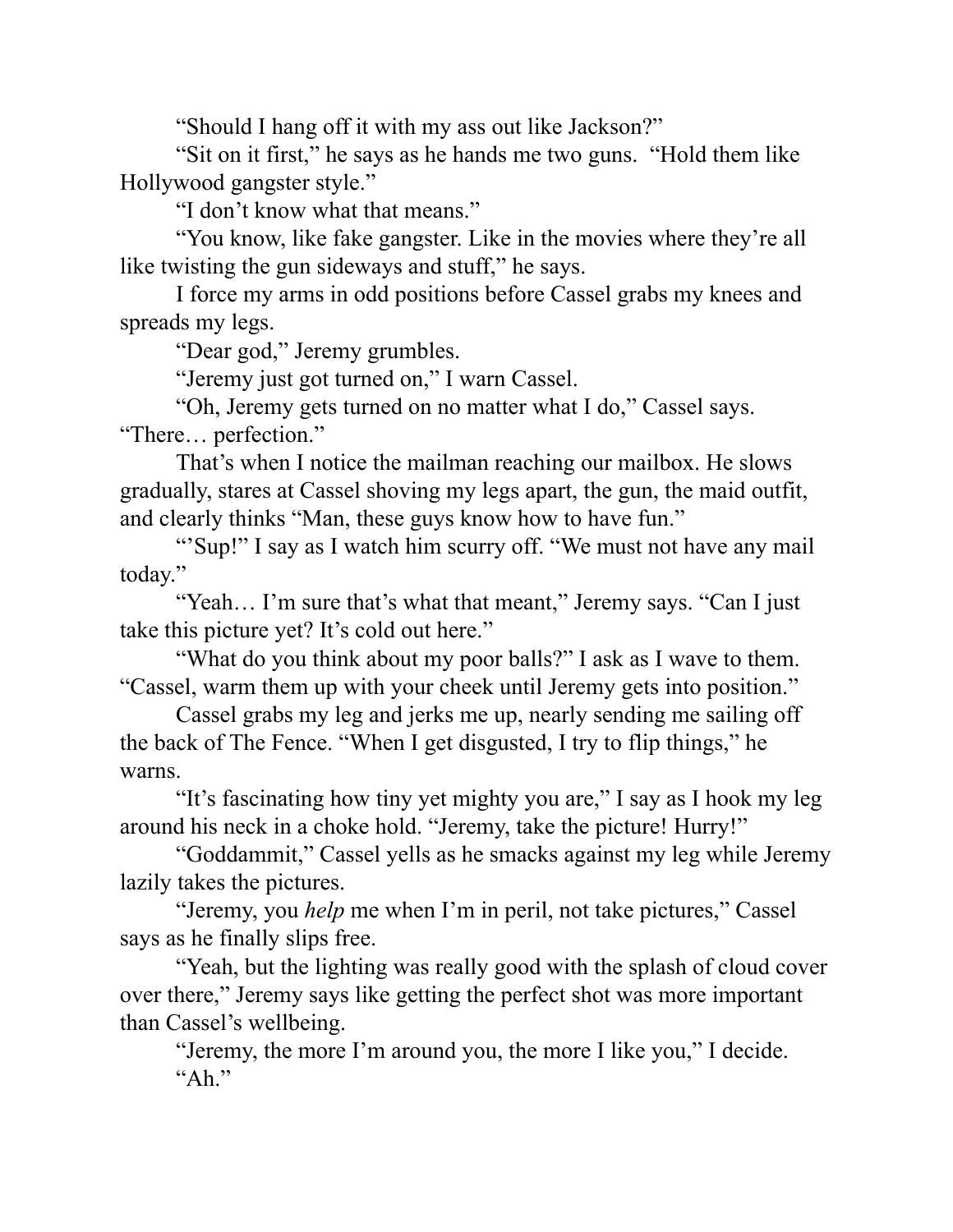“Should I hang off it with my ass out like Jackson?”

“Sit on it first,” he says as he hands me two guns. “Hold them like Hollywood gangster style.”

“I don’t know what that means.”

“You know, like fake gangster. Like in the movies where they’re all like twisting the gun sideways and stuff,” he says.

I force my arms in odd positions before Cassel grabs my knees and spreads my legs.

“Dear god,” Jeremy grumbles.

“Jeremy just got turned on,” I warn Cassel.

“Oh, Jeremy gets turned on no matter what I do,” Cassel says. “There… perfection.”

That’s when I notice the mailman reaching our mailbox. He slows gradually, stares at Cassel shoving my legs apart, the gun, the maid outfit, and clearly thinks “Man, these guys know how to have fun.”

“’Sup!” I say as I watch him scurry off. “We must not have any mail today.”

“Yeah… I’m sure that’s what that meant,” Jeremy says. “Can I just take this picture yet? It’s cold out here.”

“What do you think about my poor balls?” I ask as I wave to them. “Cassel, warm them up with your cheek until Jeremy gets into position.”

Cassel grabs my leg and jerks me up, nearly sending me sailing off the back of The Fence. “When I get disgusted, I try to flip things,” he warns.

“It’s fascinating how tiny yet mighty you are,” I say as I hook my leg around his neck in a choke hold. “Jeremy, take the picture! Hurry!”

“Goddammit,” Cassel yells as he smacks against my leg while Jeremy lazily takes the pictures.

“Jeremy, you *help* me when I’m in peril, not take pictures,” Cassel says as he finally slips free.

“Yeah, but the lighting was really good with the splash of cloud cover over there,” Jeremy says like getting the perfect shot was more important than Cassel’s wellbeing.

“Jeremy, the more I’m around you, the more I like you,” I decide.

“Ah.”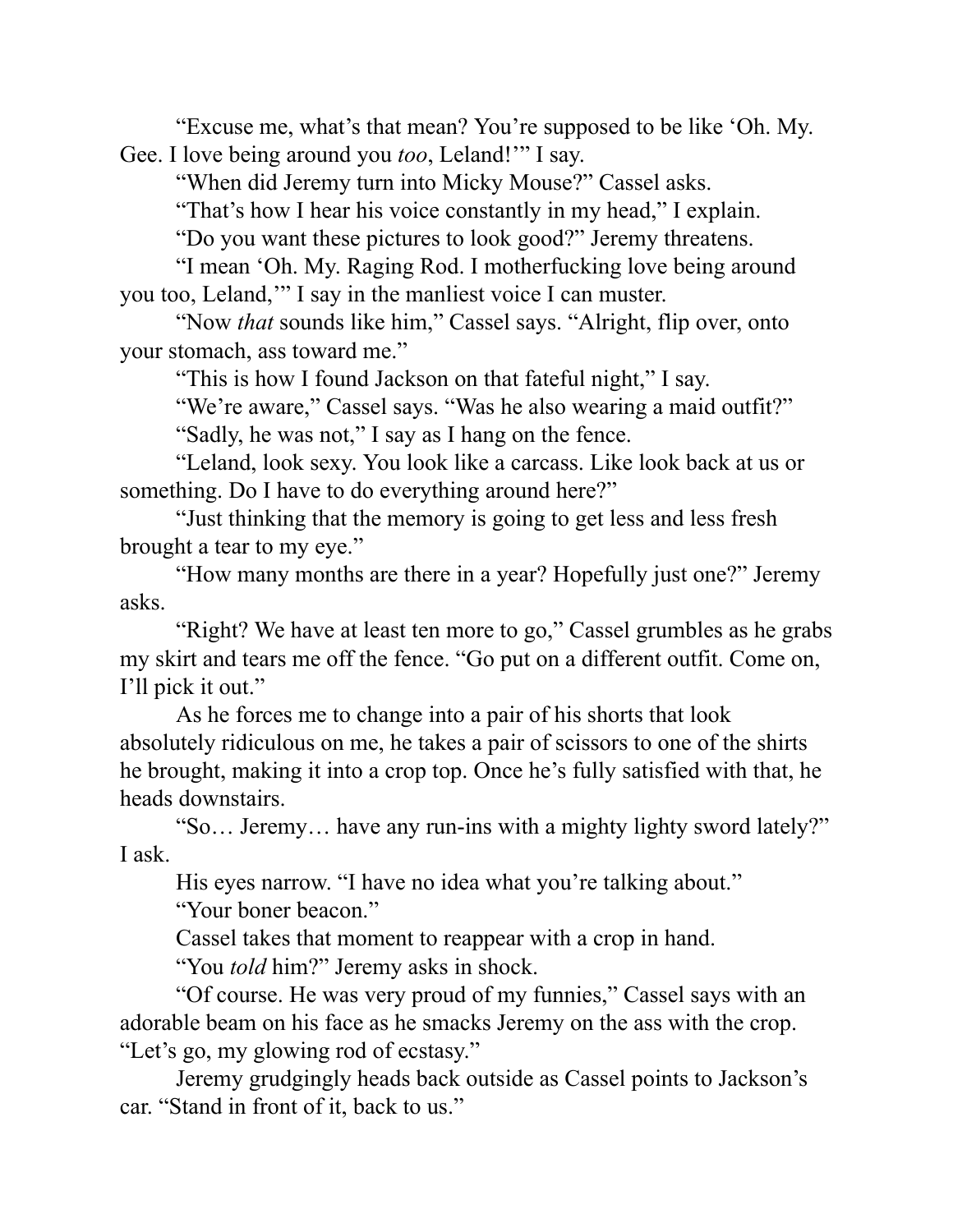"Excuse me, what's that mean? You're supposed to be like 'Oh. My. Gee. I love being around you *too*, Leland!'" I say.

"When did Jeremy turn into Micky Mouse?" Cassel asks.

"That's how I hear his voice constantly in my head," I explain.

"Do you want these pictures to look good?" Jeremy threatens.

"I mean 'Oh. My. Raging Rod. I motherfucking love being around you too, Leland,'" I say in the manliest voice I can muster.

"Now *that* sounds like him," Cassel says. "Alright, flip over, onto your stomach, ass toward me."

"This is how I found Jackson on that fateful night," I say.

"We're aware," Cassel says. "Was he also wearing a maid outfit?"

"Sadly, he was not," I say as I hang on the fence.

"Leland, look sexy. You look like a carcass. Like look back at us or something. Do I have to do everything around here?"

"Just thinking that the memory is going to get less and less fresh brought a tear to my eye."

"How many months are there in a year? Hopefully just one?" Jeremy asks.

"Right? We have at least ten more to go," Cassel grumbles as he grabs my skirt and tears me off the fence. "Go put on a different outfit. Come on, I'll pick it out."

As he forces me to change into a pair of his shorts that look absolutely ridiculous on me, he takes a pair of scissors to one of the shirts he brought, making it into a crop top. Once he's fully satisfied with that, he heads downstairs.

"So… Jeremy… have any run-ins with a mighty lighty sword lately?" I ask.

His eyes narrow. "I have no idea what you're talking about."

"Your boner beacon."

Cassel takes that moment to reappear with a crop in hand.

"You *told* him?" Jeremy asks in shock.

"Of course. He was very proud of my funnies," Cassel says with an adorable beam on his face as he smacks Jeremy on the ass with the crop. "Let's go, my glowing rod of ecstasy."

Jeremy grudgingly heads back outside as Cassel points to Jackson's car. "Stand in front of it, back to us."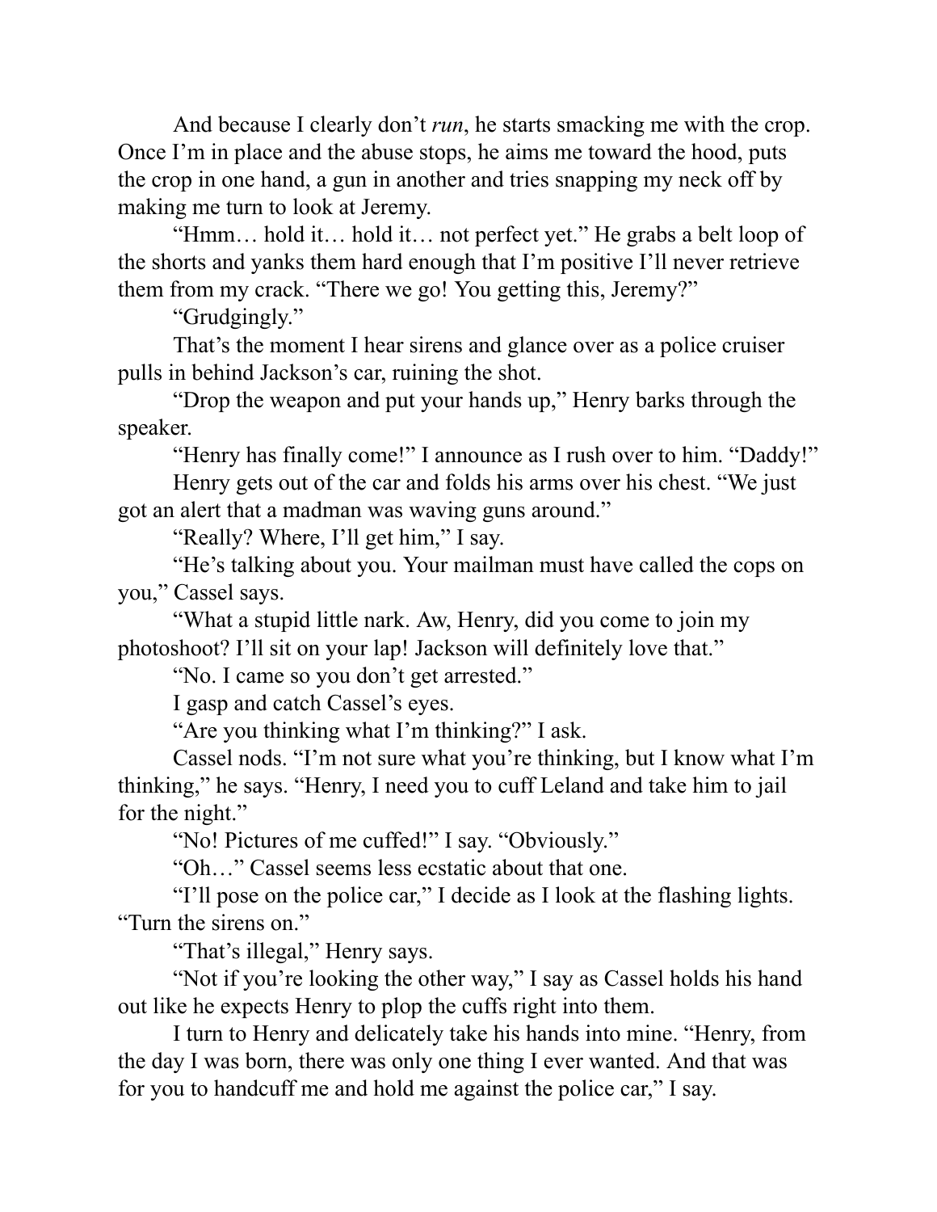And because I clearly don't *run*, he starts smacking me with the crop. Once I'm in place and the abuse stops, he aims me toward the hood, puts the crop in one hand, a gun in another and tries snapping my neck off by making me turn to look at Jeremy.

"Hmm… hold it… hold it… not perfect yet." He grabs a belt loop of the shorts and yanks them hard enough that I'm positive I'll never retrieve them from my crack. "There we go! You getting this, Jeremy?"

"Grudgingly."

That's the moment I hear sirens and glance over as a police cruiser pulls in behind Jackson's car, ruining the shot.

"Drop the weapon and put your hands up," Henry barks through the speaker.

"Henry has finally come!" I announce as I rush over to him. "Daddy!"

Henry gets out of the car and folds his arms over his chest. "We just got an alert that a madman was waving guns around."

"Really? Where, I'll get him," I say.

"He's talking about you. Your mailman must have called the cops on you," Cassel says.

"What a stupid little nark. Aw, Henry, did you come to join my photoshoot? I'll sit on your lap! Jackson will definitely love that."

"No. I came so you don't get arrested."

I gasp and catch Cassel's eyes.

"Are you thinking what I'm thinking?" I ask.

Cassel nods. "I'm not sure what you're thinking, but I know what I'm thinking," he says. "Henry, I need you to cuff Leland and take him to jail for the night."

"No! Pictures of me cuffed!" I say. "Obviously."

"Oh…" Cassel seems less ecstatic about that one.

"I'll pose on the police car," I decide as I look at the flashing lights. "Turn the sirens on."

"That's illegal," Henry says.

"Not if you're looking the other way," I say as Cassel holds his hand out like he expects Henry to plop the cuffs right into them.

I turn to Henry and delicately take his hands into mine. "Henry, from the day I was born, there was only one thing I ever wanted. And that was for you to handcuff me and hold me against the police car," I say.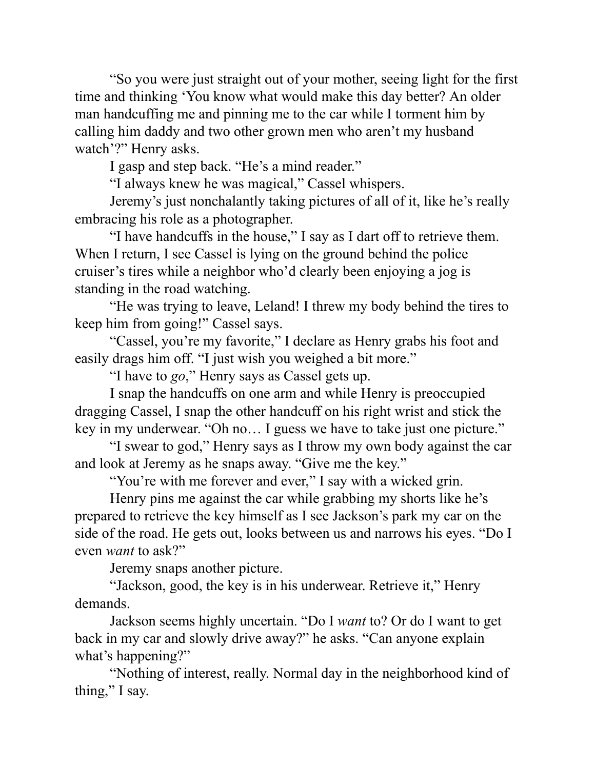"So you were just straight out of your mother, seeing light for the first time and thinking 'You know what would make this day better? An older man handcuffing me and pinning me to the car while I torment him by calling him daddy and two other grown men who aren't my husband watch'?" Henry asks.

I gasp and step back. "He's a mind reader."

"I always knew he was magical," Cassel whispers.

Jeremy's just nonchalantly taking pictures of all of it, like he's really embracing his role as a photographer.

"I have handcuffs in the house," I say as I dart off to retrieve them. When I return, I see Cassel is lying on the ground behind the police cruiser's tires while a neighbor who'd clearly been enjoying a jog is standing in the road watching.

"He was trying to leave, Leland! I threw my body behind the tires to keep him from going!" Cassel says.

"Cassel, you're my favorite," I declare as Henry grabs his foot and easily drags him off. "I just wish you weighed a bit more."

"I have to *go*," Henry says as Cassel gets up.

I snap the handcuffs on one arm and while Henry is preoccupied dragging Cassel, I snap the other handcuff on his right wrist and stick the key in my underwear. "Oh no… I guess we have to take just one picture."

"I swear to god," Henry says as I throw my own body against the car and look at Jeremy as he snaps away. "Give me the key."

"You're with me forever and ever," I say with a wicked grin.

Henry pins me against the car while grabbing my shorts like he's prepared to retrieve the key himself as I see Jackson's park my car on the side of the road. He gets out, looks between us and narrows his eyes. "Do I even *want* to ask?"

Jeremy snaps another picture.

"Jackson, good, the key is in his underwear. Retrieve it," Henry demands.

Jackson seems highly uncertain. "Do I *want* to? Or do I want to get back in my car and slowly drive away?" he asks. "Can anyone explain what's happening?"

"Nothing of interest, really. Normal day in the neighborhood kind of thing," I say.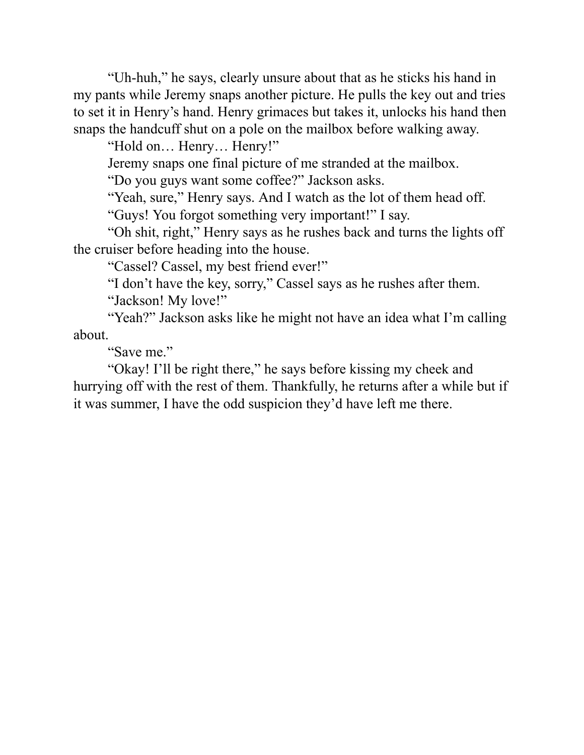"Uh-huh," he says, clearly unsure about that as he sticks his hand in my pants while Jeremy snaps another picture. He pulls the key out and tries to set it in Henry's hand. Henry grimaces but takes it, unlocks his hand then snaps the handcuff shut on a pole on the mailbox before walking away.

"Hold on… Henry… Henry!"

Jeremy snaps one final picture of me stranded at the mailbox.

"Do you guys want some coffee?" Jackson asks.

"Yeah, sure," Henry says. And I watch as the lot of them head off.

"Guys! You forgot something very important!" I say.

"Oh shit, right," Henry says as he rushes back and turns the lights off the cruiser before heading into the house.

"Cassel? Cassel, my best friend ever!"

"I don't have the key, sorry," Cassel says as he rushes after them.

"Jackson! My love!"

"Yeah?" Jackson asks like he might not have an idea what I'm calling about.

"Save me."

"Okay! I'll be right there," he says before kissing my cheek and hurrying off with the rest of them. Thankfully, he returns after a while but if it was summer, I have the odd suspicion they'd have left me there.